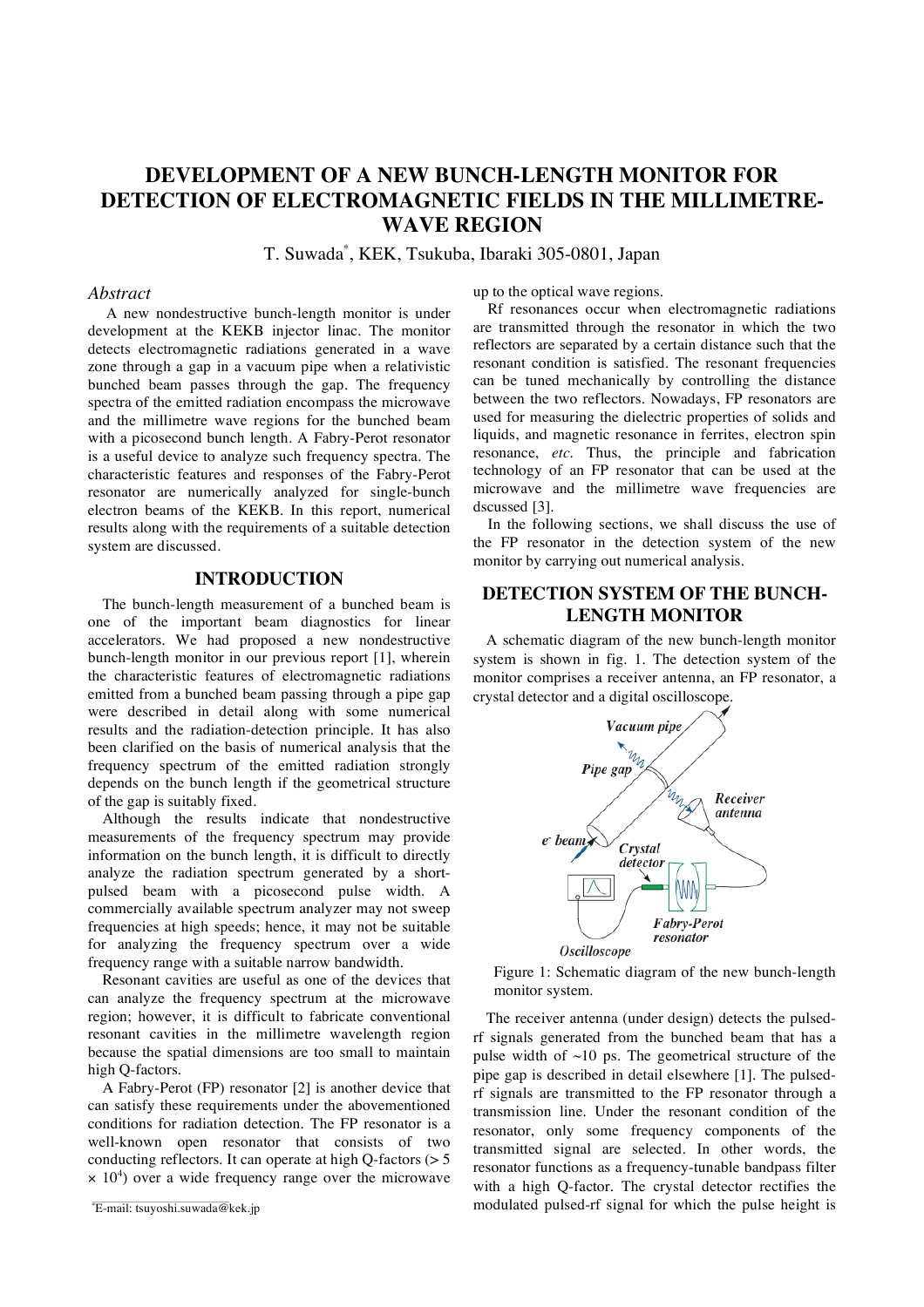# DEVELOPMENT OF A NEW BUNCH-LENGTH MONITOR FOR DETECTION OF ELECTROMAGNETIC FIELDS IN THE MILLIMETRE-WAVE REGION

T. Suwada*, KEK, Tsukuba, Ibaraki 305-0801, Japan

## *Abstract*

A new nondestructive bunch-length monitor is under development at the KEKB injector linac. The monitor detects electromagnetic radiations generated in a wave zone through a gap in a vacuum pipe when a relativistic bunched beam passes through the gap. The frequency spectra of the emitted radiation encompass the microwave and the millimetre wave regions for the bunched beam with a picosecond bunch length. A Fabry-Perot resonator is a useful device to analyze such frequency spectra. The characteristic features and responses of the Fabry-Perot resonator are numerically analyzed for single-bunch electron beams of the KEKB. In this report, numerical results along with the requirements of a suitable detection system are discussed.

## INTRODUCTION

The bunch-length measurement of a bunched beam is one of the important beam diagnostics for linear accelerators. We had proposed a new nondestructive bunch-length monitor in our previous report [1], wherein the characteristic features of electromagnetic radiations emitted from a bunched beam passing through a pipe gap were described in detail along with some numerical results and the radiation-detection principle. It has also been clarified on the basis of numerical analysis that the frequency spectrum of the emitted radiation strongly depends on the bunch length if the geometrical structure of the gap is suitably fixed.

Although the results indicate that nondestructive measurements of the frequency spectrum may provide information on the bunch length, it is difficult to directly analyze the radiation spectrum generated by a short-pulsed beam with a picosecond pulse width. A commercially available spectrum analyzer may not sweep frequencies at high speeds; hence, it may not be suitable for analyzing the frequency spectrum over a wide frequency range with a suitable narrow bandwidth.

Resonant cavities are useful as one of the devices that can analyze the frequency spectrum at the microwave region; however, it is difficult to fabricate conventional resonant cavities in the millimetre wavelength region because the spatial dimensions are too small to maintain high Q-factors.

A Fabry-Perot (FP) resonator [2] is another device that can satisfy these requirements under the abovementioned conditions for radiation detection. The FP resonator is a well-known open resonator that consists of two conducting reflectors. It can operate at high Q-factors ($> 5 \times 10^4$) over a wide frequency range over the microwave up to the optical wave regions.

Rf resonances occur when electromagnetic radiations are transmitted through the resonator in which the two reflectors are separated by a certain distance such that the resonant condition is satisfied. The resonant frequencies can be tuned mechanically by controlling the distance between the two reflectors. Nowadays, FP resonators are used for measuring the dielectric properties of solids and liquids, and magnetic resonance in ferrites, electron spin resonance, *etc*. Thus, the principle and fabrication technology of an FP resonator that can be used at the microwave and the millimetre wave frequencies are dscussed [3].

In the following sections, we shall discuss the use of the FP resonator in the detection system of the new monitor by carrying out numerical analysis.

## DETECTION SYSTEM OF THE BUNCH-LENGTH MONITOR

A schematic diagram of the new bunch-length monitor system is shown in fig. 1. The detection system of the monitor comprises a receiver antenna, an FP resonator, a crystal detector and a digital oscilloscope.

Figure 1: Schematic diagram of the new bunch-length monitor system.

The receiver antenna (under design) detects the pulsed-rf signals generated from the bunched beam that has a pulse width of ~10 ps. The geometrical structure of the pipe gap is described in detail elsewhere [1]. The pulsed-rf signals are transmitted to the FP resonator through a transmission line. Under the resonant condition of the resonator, only some frequency components of the transmitted signal are selected. In other words, the resonator functions as a frequency-tunable bandpass filter with a high Q-factor. The crystal detector rectifies the modulated pulsed-rf signal for which the pulse height is

*E-mail: tsuyoshi.suwada@kek.jp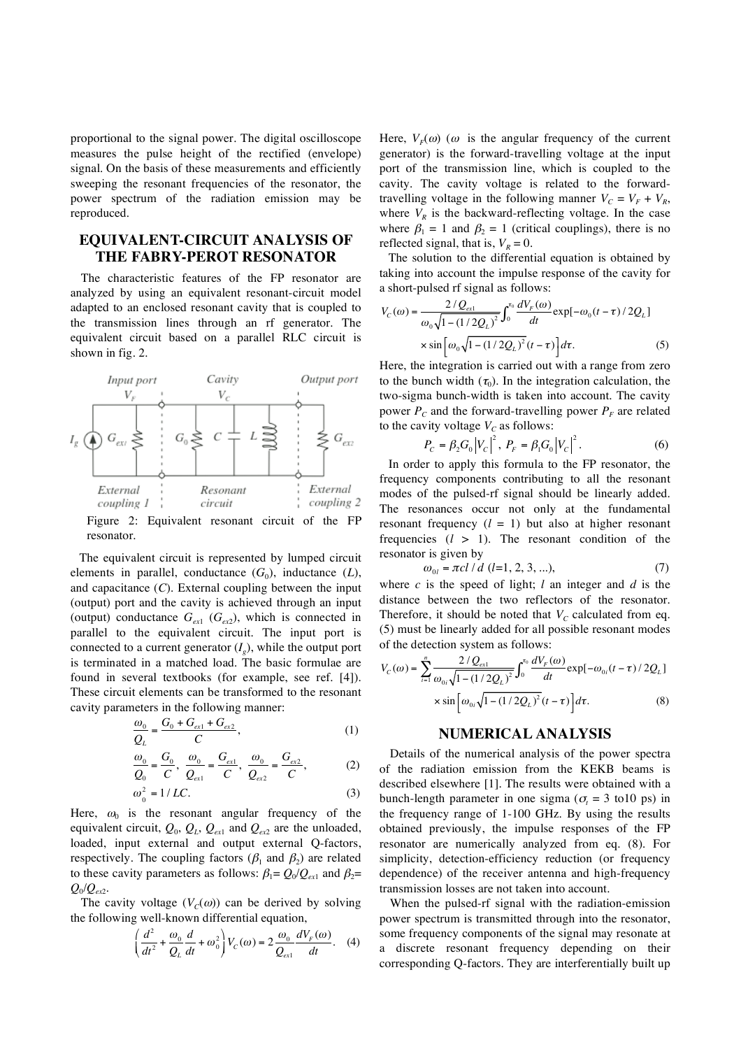proportional to the signal power. The digital oscilloscope measures the pulse height of the rectified (envelope) signal. On the basis of these measurements and efficiently sweeping the resonant frequencies of the resonator, the power spectrum of the radiation emission may be reproduced.

## EQUIVALENT-CIRCUIT ANALYSIS OF THE FABRY-PEROT RESONATOR

The characteristic features of the FP resonator are analyzed by using an equivalent resonant-circuit model adapted to an enclosed resonant cavity that is coupled to the transmission lines through an rf generator. The equivalent circuit based on a parallel RLC circuit is shown in fig. 2.

Figure 2: Equivalent resonant circuit of the FP resonator.

The equivalent circuit is represented by lumped circuit elements in parallel, conductance ($G_0$), inductance ($L$), and capacitance ($C$). External coupling between the input (output) port and the cavity is achieved through an input (output) conductance $G_{ex1}$ ($G_{ex2}$), which is connected in parallel to the equivalent circuit. The input port is connected to a current generator ($I_g$), while the output port is terminated in a matched load. The basic formulae are found in several textbooks (for example, see ref. [4]). These circuit elements can be transformed to the resonant cavity parameters in the following manner:

$$\frac{\omega_0}{Q_L} = \frac{G_0 + G_{ex1} + G_{ex2}}{C}, \tag{1}$$

$$\frac{\omega_0}{Q_0} = \frac{G_0}{C},\ \frac{\omega_0}{Q_{ex1}} = \frac{G_{ex1}}{C},\ \frac{\omega_0}{Q_{ex2}} = \frac{G_{ex2}}{C}, \tag{2}$$

$$\omega_0^2 = 1/LC. \tag{3}$$

Here, $\omega_0$ is the resonant angular frequency of the equivalent circuit, $Q_0$, $Q_L$, $Q_{ex1}$ and $Q_{ex2}$ are the unloaded, loaded, input external and output external Q-factors, respectively. The coupling factors ($\beta_1$ and $\beta_2$) are related to these cavity parameters as follows: $\beta_1 = Q_0/Q_{ex1}$ and $\beta_2 = Q_0/Q_{ex2}$.

The cavity voltage ($V_C(\omega)$) can be derived by solving the following well-known differential equation,

$$\left(\frac{d^2}{dt^2} + \frac{\omega_0}{Q_L}\frac{d}{dt} + \omega_0^2\right)V_C(\omega) = 2\frac{\omega_0}{Q_{ex1}}\frac{dV_F(\omega)}{dt}. \tag{4}$$

Here, $V_F(\omega)$ ($\omega$ is the angular frequency of the current generator) is the forward-travelling voltage at the input port of the transmission line, which is coupled to the cavity. The cavity voltage is related to the forward-travelling voltage in the following manner $V_C = V_F + V_R$, where $V_R$ is the backward-reflecting voltage. In the case where $\beta_1 = 1$ and $\beta_2 = 1$ (critical couplings), there is no reflected signal, that is, $V_R = 0$.

The solution to the differential equation is obtained by taking into account the impulse response of the cavity for a short-pulsed rf signal as follows:

$$V_C(\omega) = \frac{2/Q_{ex1}}{\omega_0\sqrt{1-(1/2Q_L)^2}}\int_0^{\tau_0}\frac{dV_F(\omega)}{dt}\exp[-\omega_0(t-\tau)/2Q_L] \times \sin\left[\omega_0\sqrt{1-(1/2Q_L)^2}(t-\tau)\right]d\tau. \tag{5}$$

Here, the integration is carried out with a range from zero to the bunch width ($\tau_0$). In the integration calculation, the two-sigma bunch-width is taken into account. The cavity power $P_C$ and the forward-travelling power $P_F$ are related to the cavity voltage $V_C$ as follows:

$$P_C = \beta_2 G_0 \left|V_C\right|^2,\ P_F = \beta_1 G_0 \left|V_C\right|^2. \tag{6}$$

In order to apply this formula to the FP resonator, the frequency components contributing to all the resonant modes of the pulsed-rf signal should be linearly added. The resonances occur not only at the fundamental resonant frequency ($l = 1$) but also at higher resonant frequencies ($l > 1$). The resonant condition of the resonator is given by

$$\omega_{0l} = \pi c l / d\ (l=1, 2, 3, ...), \tag{7}$$

where $c$ is the speed of light; $l$ an integer and $d$ is the distance between the two reflectors of the resonator. Therefore, it should be noted that $V_C$ calculated from eq. (5) must be linearly added for all possible resonant modes of the detection system as follows:

$$V_C(\omega) = \sum_{l=1}^{n}\frac{2/Q_{ex1}}{\omega_{0l}\sqrt{1-(1/2Q_L)^2}}\int_0^{\tau_0}\frac{dV_F(\omega)}{dt}\exp[-\omega_{0l}(t-\tau)/2Q_L] \times \sin\left[\omega_{0l}\sqrt{1-(1/2Q_L)^2}(t-\tau)\right]d\tau. \tag{8}$$

## NUMERICAL ANALYSIS

Details of the numerical analysis of the power spectra of the radiation emission from the KEKB beams is described elsewhere [1]. The results were obtained with a bunch-length parameter in one sigma ($\sigma_t$ = 3 to10 ps) in the frequency range of 1-100 GHz. By using the results obtained previously, the impulse responses of the FP resonator are numerically analyzed from eq. (8). For simplicity, detection-efficiency reduction (or frequency dependence) of the receiver antenna and high-frequency transmission losses are not taken into account.

When the pulsed-rf signal with the radiation-emission power spectrum is transmitted through into the resonator, some frequency components of the signal may resonate at a discrete resonant frequency depending on their corresponding Q-factors. They are interferentially built up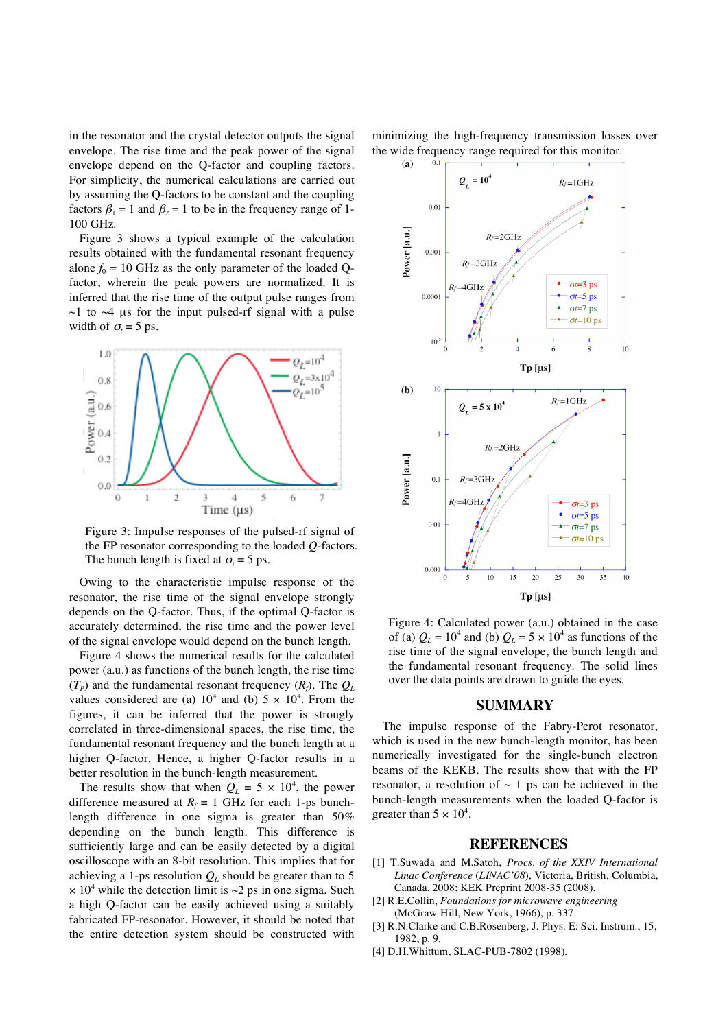in the resonator and the crystal detector outputs the signal envelope. The rise time and the peak power of the signal envelope depend on the Q-factor and coupling factors. For simplicity, the numerical calculations are carried out by assuming the Q-factors to be constant and the coupling factors $\beta_1 = 1$ and $\beta_2 = 1$ to be in the frequency range of 1-100 GHz.

Figure 3 shows a typical example of the calculation results obtained with the fundamental resonant frequency alone $f_0 = 10$ GHz as the only parameter of the loaded Q-factor, wherein the peak powers are normalized. It is inferred that the rise time of the output pulse ranges from ~1 to ~4 μs for the input pulsed-rf signal with a pulse width of $\sigma_t = 5$ ps.

1.0
0.8
0.6
0.4
0.2
0.0
Power (a.u.)
0 1 2 3 4 5 6 7
Time (μs)
$Q_L=10^4$
$Q_L=3\times10^4$
$Q_L=10^5$

Figure 3: Impulse responses of the pulsed-rf signal of the FP resonator corresponding to the loaded $Q$-factors. The bunch length is fixed at $\sigma_t = 5$ ps.

Owing to the characteristic impulse response of the resonator, the rise time of the signal envelope strongly depends on the Q-factor. Thus, if the optimal Q-factor is accurately determined, the rise time and the power level of the signal envelope would depend on the bunch length.

Figure 4 shows the numerical results for the calculated power (a.u.) as functions of the bunch length, the rise time ($T_P$) and the fundamental resonant frequency ($R_f$). The $Q_L$ values considered are (a) $10^4$ and (b) $5 \times 10^4$. From the figures, it can be inferred that the power is strongly correlated in three-dimensional spaces, the rise time, the fundamental resonant frequency and the bunch length at a higher Q-factor. Hence, a higher Q-factor results in a better resolution in the bunch-length measurement.

The results show that when $Q_L = 5 \times 10^4$, the power difference measured at $R_f = 1$ GHz for each 1-ps bunch-length difference in one sigma is greater than 50% depending on the bunch length. This difference is sufficiently large and can be easily detected by a digital oscilloscope with an 8-bit resolution. This implies that for achieving a 1-ps resolution $Q_L$ should be greater than to $5 \times 10^4$ while the detection limit is ~2 ps in one sigma. Such a high Q-factor can be easily achieved using a suitably fabricated FP-resonator. However, it should be noted that the entire detection system should be constructed with minimizing the high-frequency transmission losses over the wide frequency range required for this monitor.

(a)
$Q_L = 10^4$
$R_f$=1GHz
$R_f$=2GHz
$R_f$=3GHz
$R_f$=4GHz
$\sigma_t$=3 ps
$\sigma_t$=5 ps
$\sigma_t$=7 ps
$\sigma_t$=10 ps
Power [a.u.]
0.1
0.01
0.001
0.0001
$10^{-5}$
0 2 4 6 8 10
Tp [μs]

(b)
$Q_L = 5 \times 10^4$
$R_f$=1GHz
$R_f$=2GHz
$R_f$=3GHz
$R_f$=4GHz
$\sigma_t$=3 ps
$\sigma_t$=5 ps
$\sigma_t$=7 ps
$\sigma_t$=10 ps
Power [a.u.]
10
1
0.1
0.01
0.001
0 5 10 15 20 25 30 35 40
Tp [μs]

Figure 4: Calculated power (a.u.) obtained in the case of (a) $Q_L = 10^4$ and (b) $Q_L = 5 \times 10^4$ as functions of the rise time of the signal envelope, the bunch length and the fundamental resonant frequency. The solid lines over the data points are drawn to guide the eyes.

## SUMMARY

The impulse response of the Fabry-Perot resonator, which is used in the new bunch-length monitor, has been numerically investigated for the single-bunch electron beams of the KEKB. The results show that with the FP resonator, a resolution of ~ 1 ps can be achieved in the bunch-length measurements when the loaded Q-factor is greater than $5 \times 10^4$.

## REFERENCES

[1] T.Suwada and M.Satoh, *Procs. of the XXIV International Linac Conference* (*LINAC'08*), Victoria, British, Columbia, Canada, 2008; KEK Preprint 2008-35 (2008).

[2] R.E.Collin, *Foundations for microwave engineering* (McGraw-Hill, New York, 1966), p. 337.

[3] R.N.Clarke and C.B.Rosenberg, J. Phys. E: Sci. Instrum., 15, 1982, p. 9.

[4] D.H.Whittum, SLAC-PUB-7802 (1998).